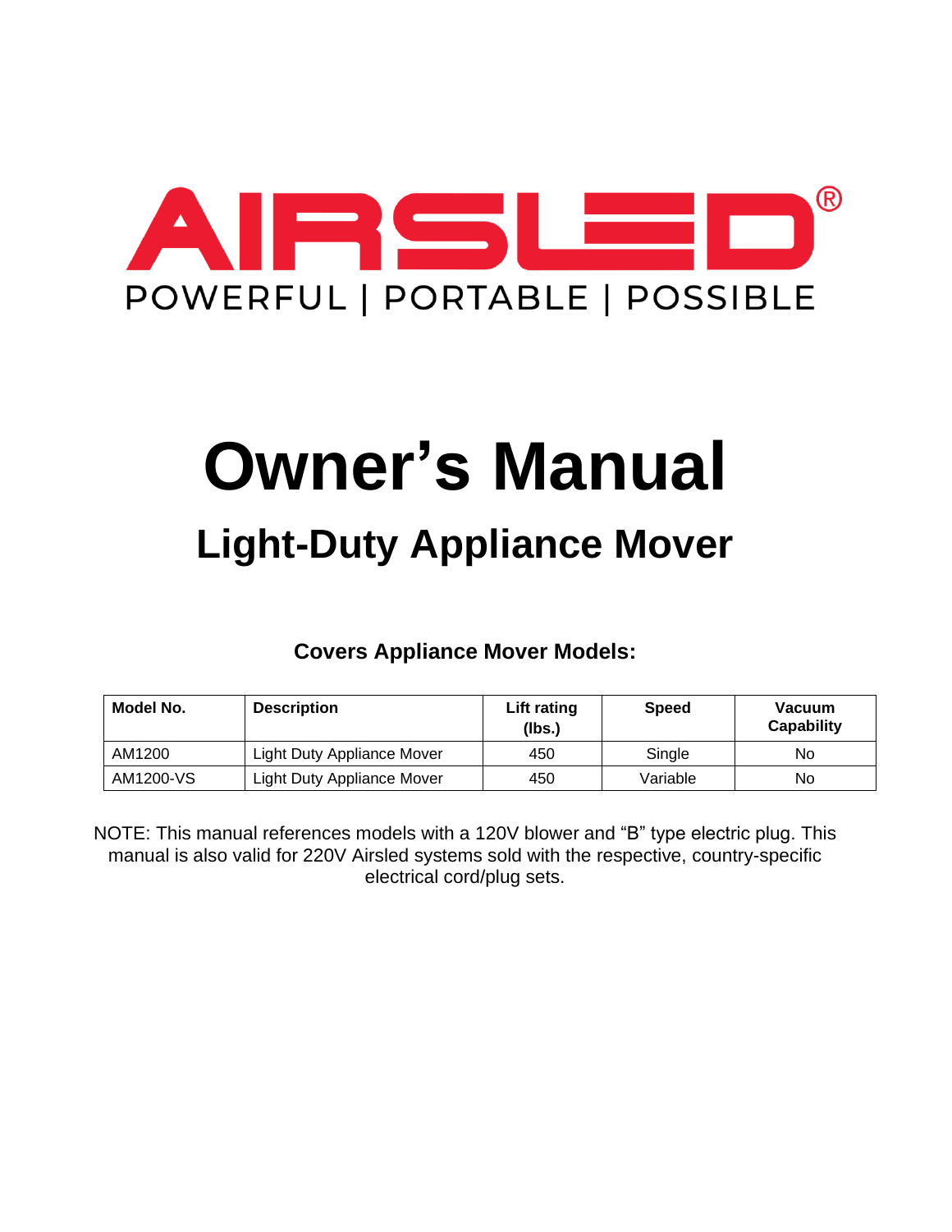AIRSLED®

POWERFUL | PORTABLE | POSSIBLE

# Owner's Manual

## Light-Duty Appliance Mover

**Covers Appliance Mover Models:**

| Model No. | Description | Lift rating (lbs.) | Speed | Vacuum Capability |
|---|---|---|---|---|
| AM1200 | Light Duty Appliance Mover | 450 | Single | No |
| AM1200-VS | Light Duty Appliance Mover | 450 | Variable | No |

NOTE: This manual references models with a 120V blower and "B" type electric plug. This manual is also valid for 220V Airsled systems sold with the respective, country-specific electrical cord/plug sets.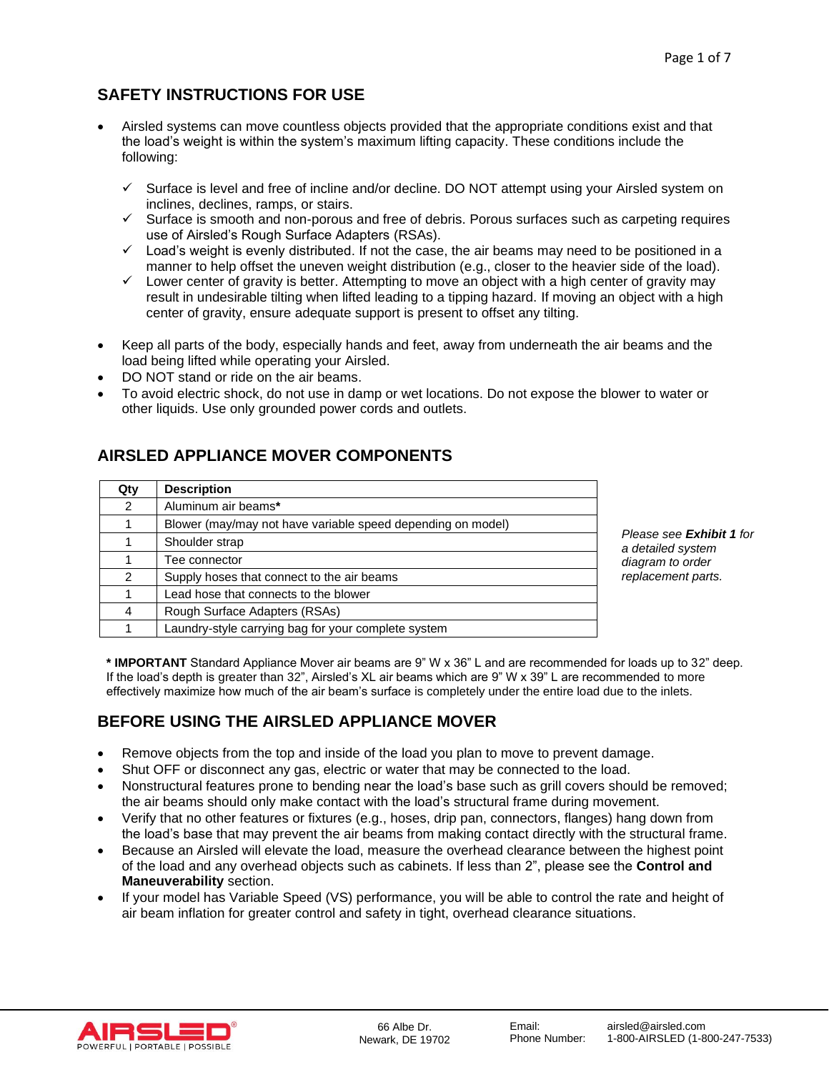## SAFETY INSTRUCTIONS FOR USE

- Airsled systems can move countless objects provided that the appropriate conditions exist and that the load's weight is within the system's maximum lifting capacity. These conditions include the following:
  - ✓ Surface is level and free of incline and/or decline. DO NOT attempt using your Airsled system on inclines, declines, ramps, or stairs.
  - ✓ Surface is smooth and non-porous and free of debris. Porous surfaces such as carpeting requires use of Airsled's Rough Surface Adapters (RSAs).
  - ✓ Load's weight is evenly distributed. If not the case, the air beams may need to be positioned in a manner to help offset the uneven weight distribution (e.g., closer to the heavier side of the load).
  - ✓ Lower center of gravity is better. Attempting to move an object with a high center of gravity may result in undesirable tilting when lifted leading to a tipping hazard. If moving an object with a high center of gravity, ensure adequate support is present to offset any tilting.
- Keep all parts of the body, especially hands and feet, away from underneath the air beams and the load being lifted while operating your Airsled.
- DO NOT stand or ride on the air beams.
- To avoid electric shock, do not use in damp or wet locations. Do not expose the blower to water or other liquids. Use only grounded power cords and outlets.

## AIRSLED APPLIANCE MOVER COMPONENTS

| Qty | Description |
|---|---|
| 2 | Aluminum air beams* |
| 1 | Blower (may/may not have variable speed depending on model) |
| 1 | Shoulder strap |
| 1 | Tee connector |
| 2 | Supply hoses that connect to the air beams |
| 1 | Lead hose that connects to the blower |
| 4 | Rough Surface Adapters (RSAs) |
| 1 | Laundry-style carrying bag for your complete system |

*Please see **Exhibit 1** for a detailed system diagram to order replacement parts.*

**\* IMPORTANT** Standard Appliance Mover air beams are 9" W x 36" L and are recommended for loads up to 32" deep. If the load's depth is greater than 32", Airsled's XL air beams which are 9" W x 39" L are recommended to more effectively maximize how much of the air beam's surface is completely under the entire load due to the inlets.

## BEFORE USING THE AIRSLED APPLIANCE MOVER

- Remove objects from the top and inside of the load you plan to move to prevent damage.
- Shut OFF or disconnect any gas, electric or water that may be connected to the load.
- Nonstructural features prone to bending near the load's base such as grill covers should be removed; the air beams should only make contact with the load's structural frame during movement.
- Verify that no other features or fixtures (e.g., hoses, drip pan, connectors, flanges) hang down from the load's base that may prevent the air beams from making contact directly with the structural frame.
- Because an Airsled will elevate the load, measure the overhead clearance between the highest point of the load and any overhead objects such as cabinets. If less than 2", please see the **Control and Maneuverability** section.
- If your model has Variable Speed (VS) performance, you will be able to control the rate and height of air beam inflation for greater control and safety in tight, overhead clearance situations.

AIRSLED® POWERFUL | PORTABLE | POSSIBLE

66 Albe Dr.
Newark, DE 19702

Email: airsled@airsled.com
Phone Number: 1-800-AIRSLED (1-800-247-7533)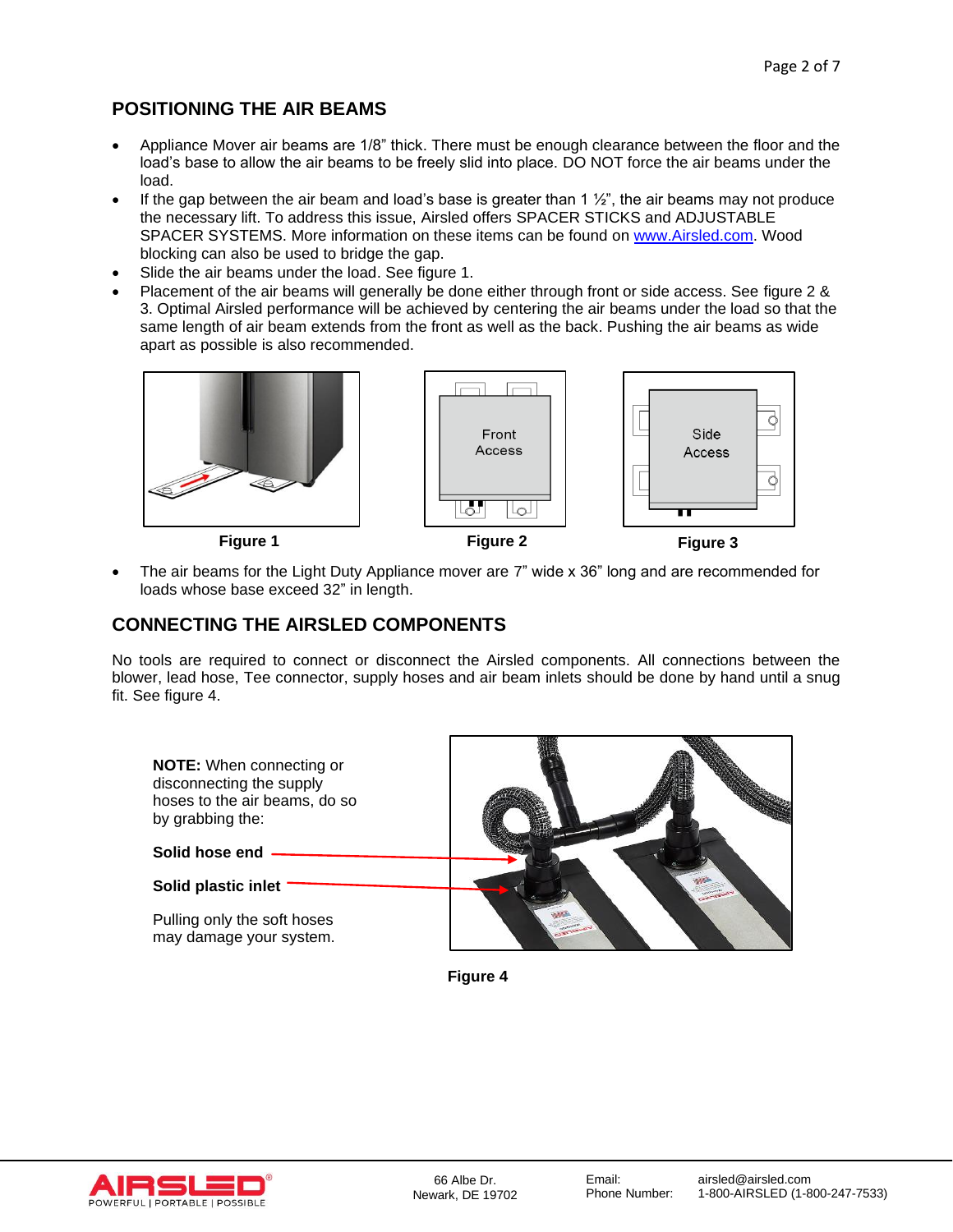## POSITIONING THE AIR BEAMS

- Appliance Mover air beams are 1/8" thick. There must be enough clearance between the floor and the load's base to allow the air beams to be freely slid into place. DO NOT force the air beams under the load.
- If the gap between the air beam and load's base is greater than 1 ½", the air beams may not produce the necessary lift. To address this issue, Airsled offers SPACER STICKS and ADJUSTABLE SPACER SYSTEMS. More information on these items can be found on www.Airsled.com. Wood blocking can also be used to bridge the gap.
- Slide the air beams under the load. See figure 1.
- Placement of the air beams will generally be done either through front or side access. See figure 2 & 3. Optimal Airsled performance will be achieved by centering the air beams under the load so that the same length of air beam extends from the front as well as the back. Pushing the air beams as wide apart as possible is also recommended.

**Figure 1**

Front Access

**Figure 2**

Side Access

**Figure 3**

- The air beams for the Light Duty Appliance mover are 7" wide x 36" long and are recommended for loads whose base exceed 32" in length.

## CONNECTING THE AIRSLED COMPONENTS

No tools are required to connect or disconnect the Airsled components. All connections between the blower, lead hose, Tee connector, supply hoses and air beam inlets should be done by hand until a snug fit. See figure 4.

**NOTE:** When connecting or disconnecting the supply hoses to the air beams, do so by grabbing the:

**Solid hose end**

**Solid plastic inlet**

Pulling only the soft hoses may damage your system.

**Figure 4**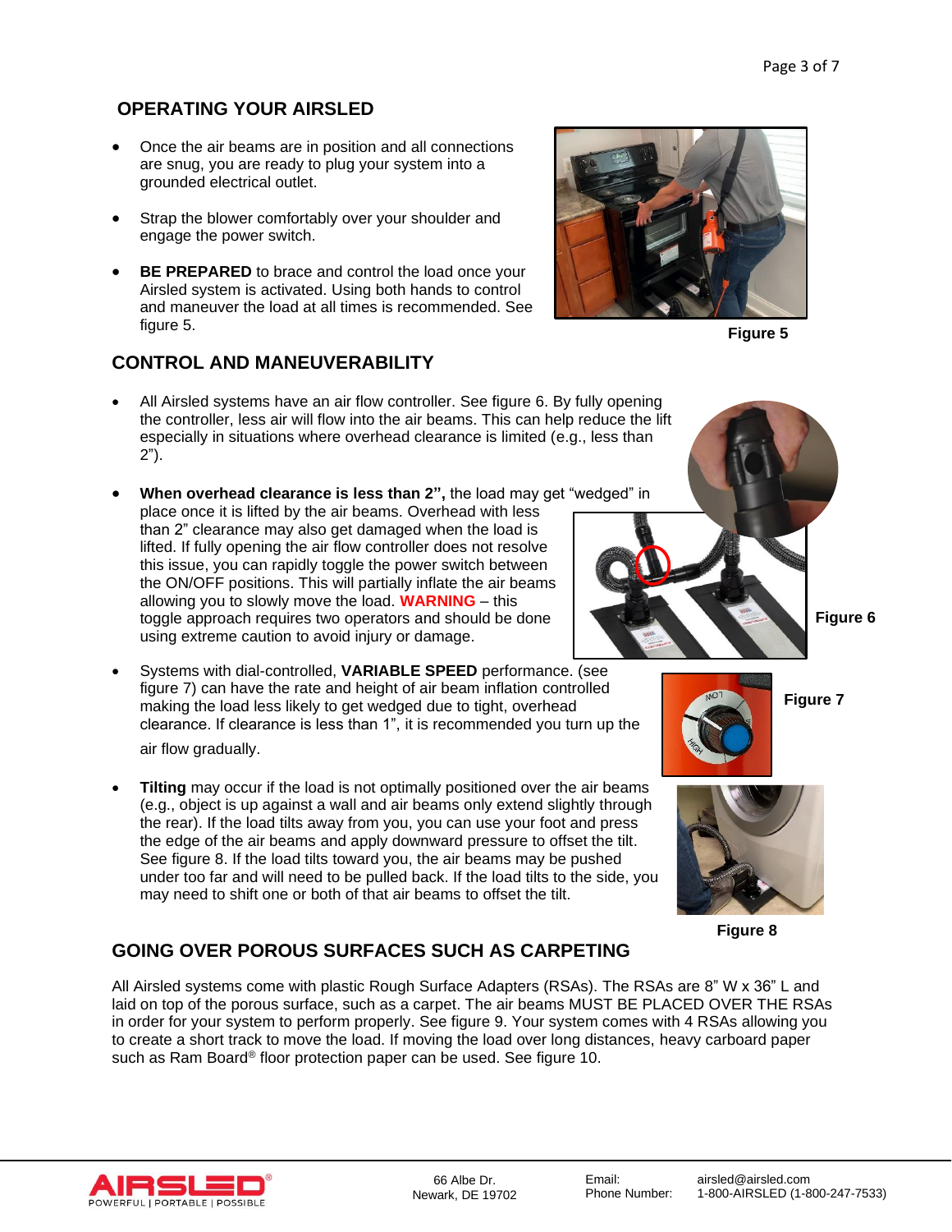## OPERATING YOUR AIRSLED

- Once the air beams are in position and all connections are snug, you are ready to plug your system into a grounded electrical outlet.
- Strap the blower comfortably over your shoulder and engage the power switch.
- **BE PREPARED** to brace and control the load once your Airsled system is activated. Using both hands to control and maneuver the load at all times is recommended. See figure 5.

Figure 5

## CONTROL AND MANEUVERABILITY

- All Airsled systems have an air flow controller. See figure 6. By fully opening the controller, less air will flow into the air beams. This can help reduce the lift especially in situations where overhead clearance is limited (e.g., less than 2").
- **When overhead clearance is less than 2",** the load may get "wedged" in place once it is lifted by the air beams. Overhead with less than 2" clearance may also get damaged when the load is lifted. If fully opening the air flow controller does not resolve this issue, you can rapidly toggle the power switch between the ON/OFF positions. This will partially inflate the air beams allowing you to slowly move the load. **WARNING** – this toggle approach requires two operators and should be done using extreme caution to avoid injury or damage.

Figure 6

- Systems with dial-controlled, **VARIABLE SPEED** performance. (see figure 7) can have the rate and height of air beam inflation controlled making the load less likely to get wedged due to tight, overhead clearance. If clearance is less than 1", it is recommended you turn up the air flow gradually.

Figure 7

- **Tilting** may occur if the load is not optimally positioned over the air beams (e.g., object is up against a wall and air beams only extend slightly through the rear). If the load tilts away from you, you can use your foot and press the edge of the air beams and apply downward pressure to offset the tilt. See figure 8. If the load tilts toward you, the air beams may be pushed under too far and will need to be pulled back. If the load tilts to the side, you may need to shift one or both of that air beams to offset the tilt.

Figure 8

## GOING OVER POROUS SURFACES SUCH AS CARPETING

All Airsled systems come with plastic Rough Surface Adapters (RSAs). The RSAs are 8" W x 36" L and laid on top of the porous surface, such as a carpet. The air beams MUST BE PLACED OVER THE RSAs in order for your system to perform properly. See figure 9. Your system comes with 4 RSAs allowing you to create a short track to move the load. If moving the load over long distances, heavy carboard paper such as Ram Board® floor protection paper can be used. See figure 10.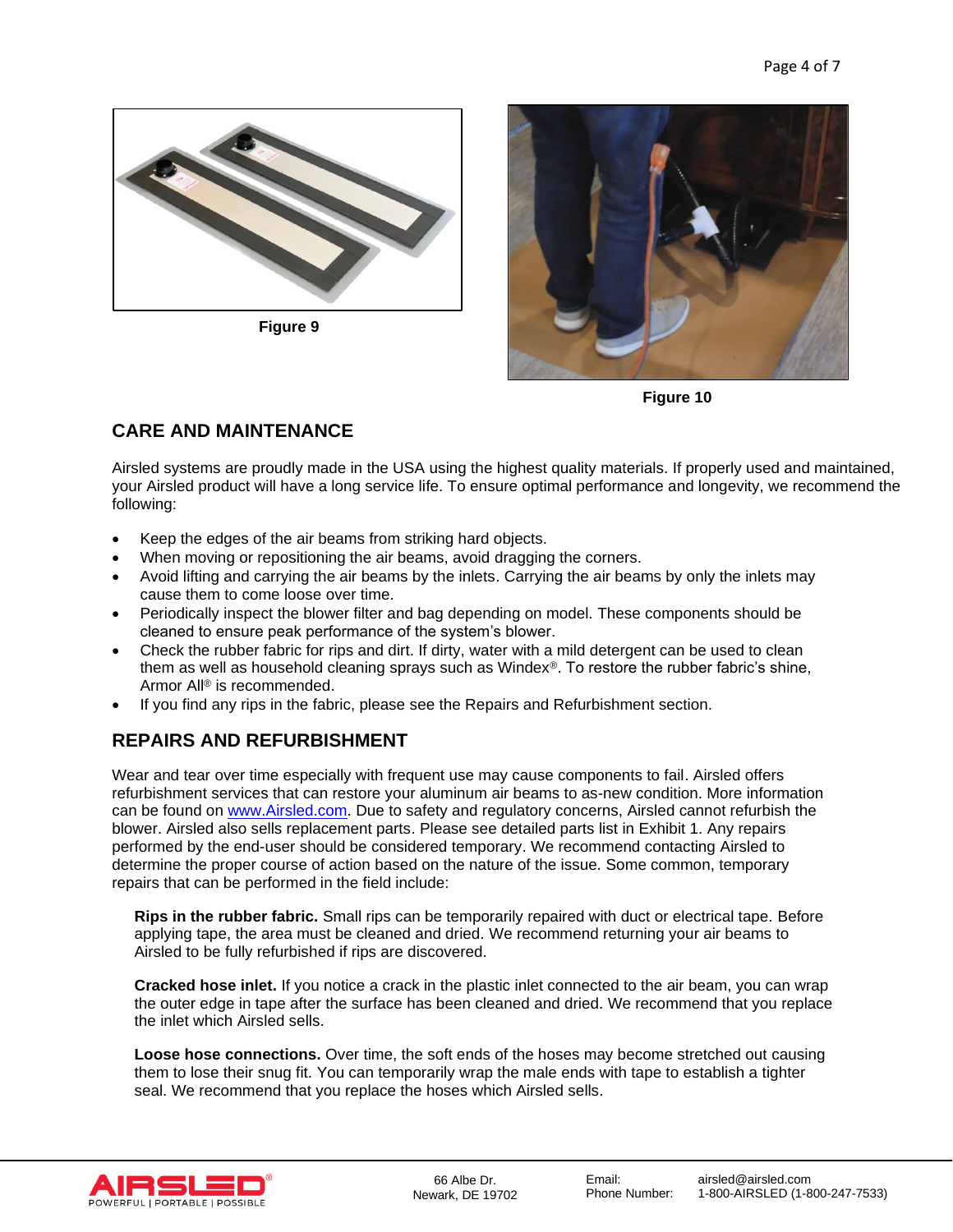Figure 9

Figure 10

## CARE AND MAINTENANCE

Airsled systems are proudly made in the USA using the highest quality materials. If properly used and maintained, your Airsled product will have a long service life. To ensure optimal performance and longevity, we recommend the following:

- Keep the edges of the air beams from striking hard objects.
- When moving or repositioning the air beams, avoid dragging the corners.
- Avoid lifting and carrying the air beams by the inlets. Carrying the air beams by only the inlets may cause them to come loose over time.
- Periodically inspect the blower filter and bag depending on model. These components should be cleaned to ensure peak performance of the system's blower.
- Check the rubber fabric for rips and dirt. If dirty, water with a mild detergent can be used to clean them as well as household cleaning sprays such as Windex®. To restore the rubber fabric's shine, Armor All® is recommended.
- If you find any rips in the fabric, please see the Repairs and Refurbishment section.

## REPAIRS AND REFURBISHMENT

Wear and tear over time especially with frequent use may cause components to fail. Airsled offers refurbishment services that can restore your aluminum air beams to as-new condition. More information can be found on www.Airsled.com. Due to safety and regulatory concerns, Airsled cannot refurbish the blower. Airsled also sells replacement parts. Please see detailed parts list in Exhibit 1. Any repairs performed by the end-user should be considered temporary. We recommend contacting Airsled to determine the proper course of action based on the nature of the issue. Some common, temporary repairs that can be performed in the field include:

**Rips in the rubber fabric.** Small rips can be temporarily repaired with duct or electrical tape. Before applying tape, the area must be cleaned and dried. We recommend returning your air beams to Airsled to be fully refurbished if rips are discovered.

**Cracked hose inlet.** If you notice a crack in the plastic inlet connected to the air beam, you can wrap the outer edge in tape after the surface has been cleaned and dried. We recommend that you replace the inlet which Airsled sells.

**Loose hose connections.** Over time, the soft ends of the hoses may become stretched out causing them to lose their snug fit. You can temporarily wrap the male ends with tape to establish a tighter seal. We recommend that you replace the hoses which Airsled sells.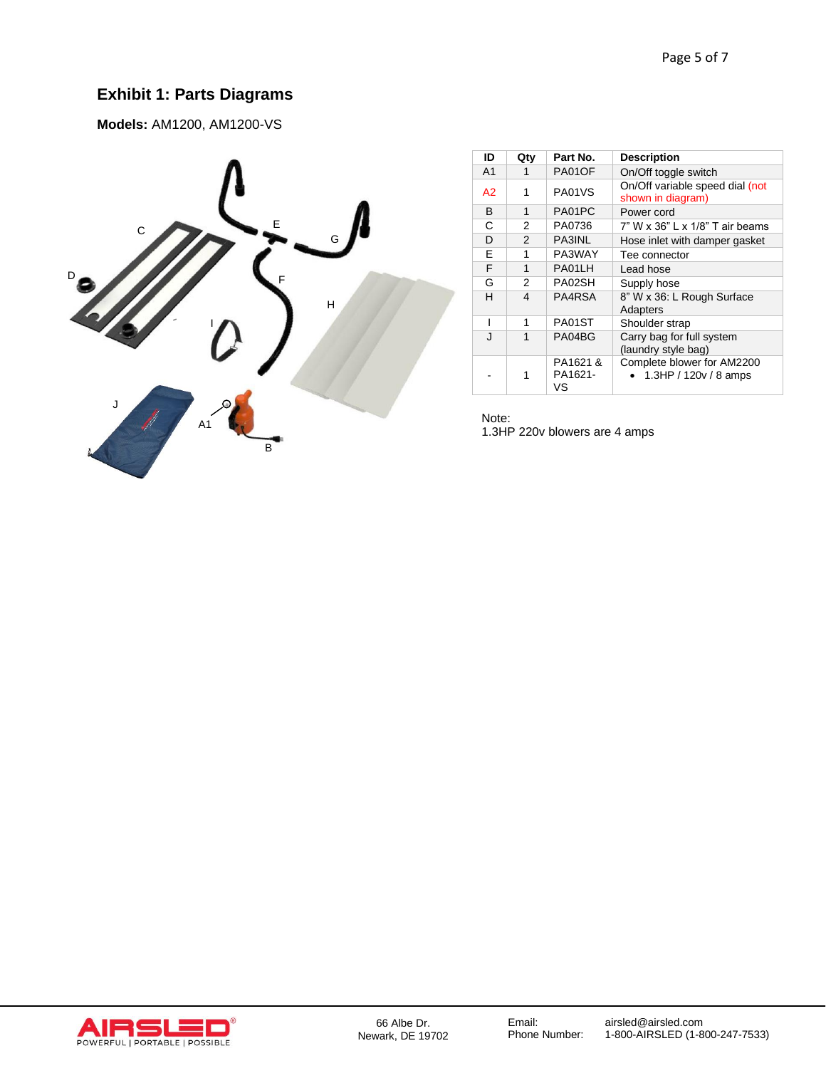## Exhibit 1: Parts Diagrams

**Models:** AM1200, AM1200-VS

| ID | Qty | Part No. | Description |
|---|---|---|---|
| A1 | 1 | PA01OF | On/Off toggle switch |
| A2 | 1 | PA01VS | On/Off variable speed dial (not shown in diagram) |
| B | 1 | PA01PC | Power cord |
| C | 2 | PA0736 | 7" W x 36" L x 1/8" T air beams |
| D | 2 | PA3INL | Hose inlet with damper gasket |
| E | 1 | PA3WAY | Tee connector |
| F | 1 | PA01LH | Lead hose |
| G | 2 | PA02SH | Supply hose |
| H | 4 | PA4RSA | 8" W x 36: L Rough Surface Adapters |
| I | 1 | PA01ST | Shoulder strap |
| J | 1 | PA04BG | Carry bag for full system (laundry style bag) |
| - | 1 | PA1621 & PA1621-VS | Complete blower for AM2200<br>• 1.3HP / 120v / 8 amps |

Note:
1.3HP 220v blowers are 4 amps

66 Albe Dr.
Newark, DE 19702

Email: airsled@airsled.com
Phone Number: 1-800-AIRSLED (1-800-247-7533)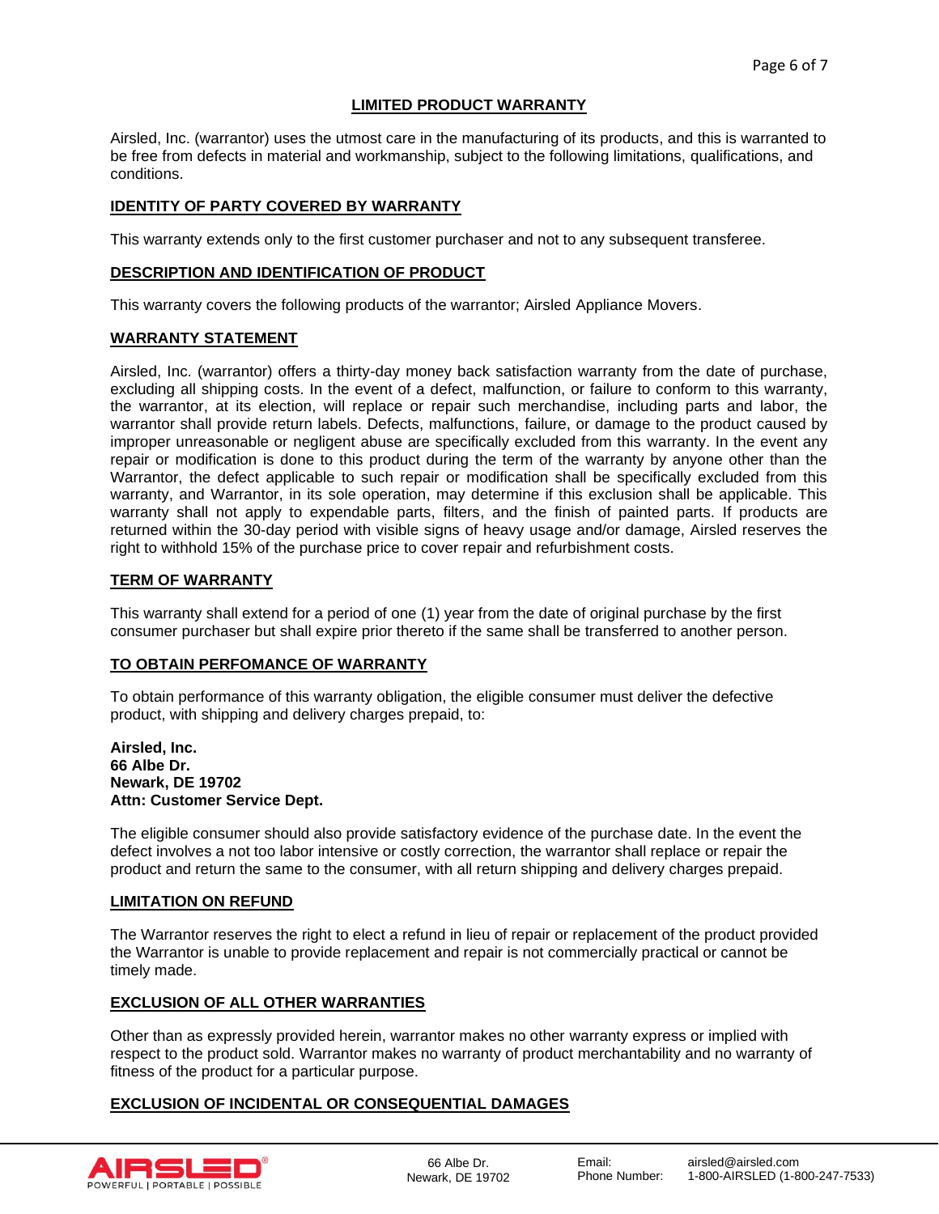## LIMITED PRODUCT WARRANTY

Airsled, Inc. (warrantor) uses the utmost care in the manufacturing of its products, and this is warranted to be free from defects in material and workmanship, subject to the following limitations, qualifications, and conditions.

### IDENTITY OF PARTY COVERED BY WARRANTY

This warranty extends only to the first customer purchaser and not to any subsequent transferee.

### DESCRIPTION AND IDENTIFICATION OF PRODUCT

This warranty covers the following products of the warrantor; Airsled Appliance Movers.

### WARRANTY STATEMENT

Airsled, Inc. (warrantor) offers a thirty-day money back satisfaction warranty from the date of purchase, excluding all shipping costs. In the event of a defect, malfunction, or failure to conform to this warranty, the warrantor, at its election, will replace or repair such merchandise, including parts and labor, the warrantor shall provide return labels. Defects, malfunctions, failure, or damage to the product caused by improper unreasonable or negligent abuse are specifically excluded from this warranty. In the event any repair or modification is done to this product during the term of the warranty by anyone other than the Warrantor, the defect applicable to such repair or modification shall be specifically excluded from this warranty, and Warrantor, in its sole operation, may determine if this exclusion shall be applicable. This warranty shall not apply to expendable parts, filters, and the finish of painted parts. If products are returned within the 30-day period with visible signs of heavy usage and/or damage, Airsled reserves the right to withhold 15% of the purchase price to cover repair and refurbishment costs.

### TERM OF WARRANTY

This warranty shall extend for a period of one (1) year from the date of original purchase by the first consumer purchaser but shall expire prior thereto if the same shall be transferred to another person.

### TO OBTAIN PERFOMANCE OF WARRANTY

To obtain performance of this warranty obligation, the eligible consumer must deliver the defective product, with shipping and delivery charges prepaid, to:

**Airsled, Inc.**
**66 Albe Dr.**
**Newark, DE 19702**
**Attn: Customer Service Dept.**

The eligible consumer should also provide satisfactory evidence of the purchase date. In the event the defect involves a not too labor intensive or costly correction, the warrantor shall replace or repair the product and return the same to the consumer, with all return shipping and delivery charges prepaid.

### LIMITATION ON REFUND

The Warrantor reserves the right to elect a refund in lieu of repair or replacement of the product provided the Warrantor is unable to provide replacement and repair is not commercially practical or cannot be timely made.

### EXCLUSION OF ALL OTHER WARRANTIES

Other than as expressly provided herein, warrantor makes no other warranty express or implied with respect to the product sold. Warrantor makes no warranty of product merchantability and no warranty of fitness of the product for a particular purpose.

### EXCLUSION OF INCIDENTAL OR CONSEQUENTIAL DAMAGES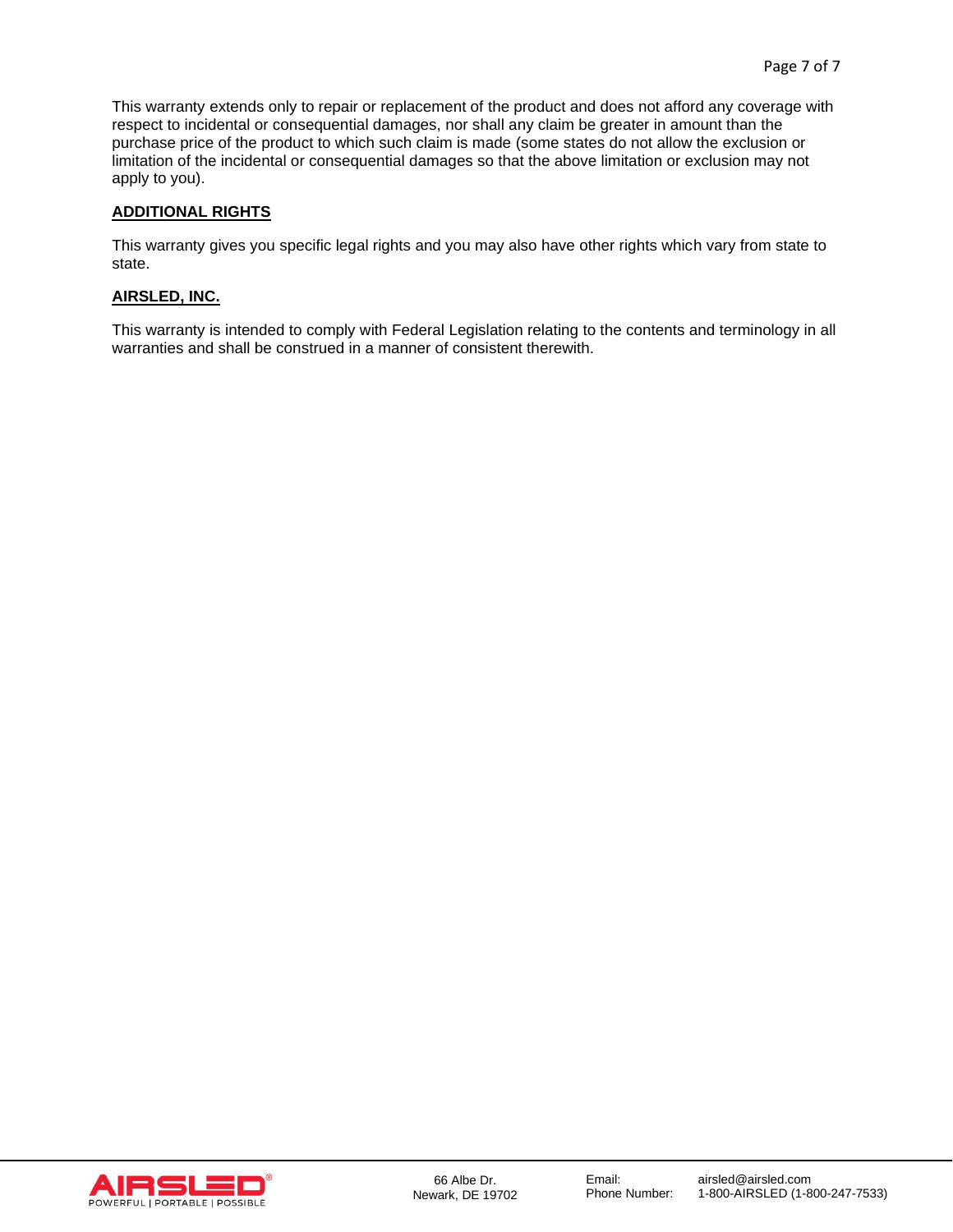This warranty extends only to repair or replacement of the product and does not afford any coverage with respect to incidental or consequential damages, nor shall any claim be greater in amount than the purchase price of the product to which such claim is made (some states do not allow the exclusion or limitation of the incidental or consequential damages so that the above limitation or exclusion may not apply to you).

**ADDITIONAL RIGHTS**

This warranty gives you specific legal rights and you may also have other rights which vary from state to state.

**AIRSLED, INC.**

This warranty is intended to comply with Federal Legislation relating to the contents and terminology in all warranties and shall be construed in a manner of consistent therewith.